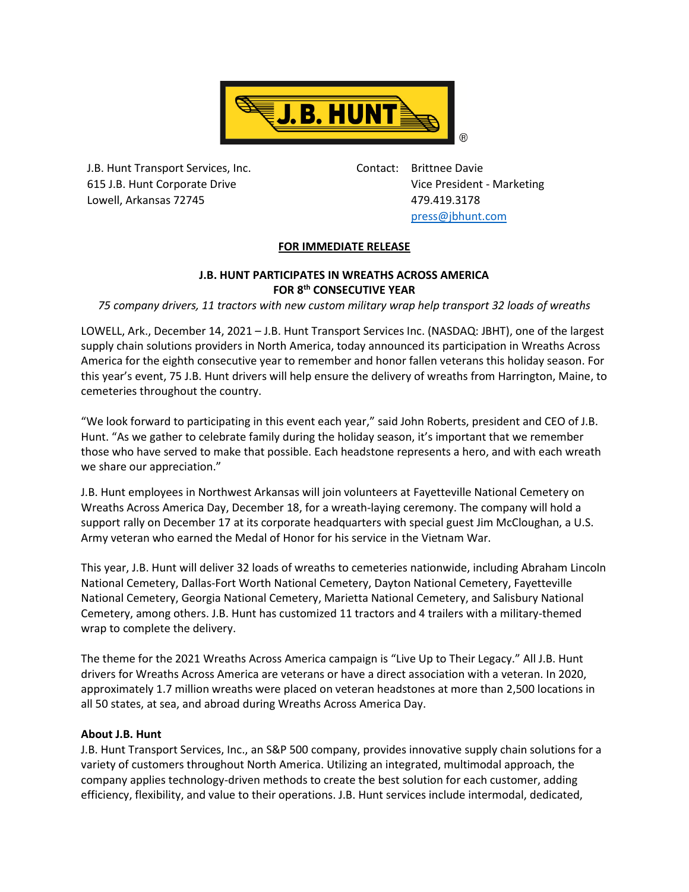J.B. Hunt Transport Services, Inc.
615 J.B. Hunt Corporate Drive
Lowell, Arkansas 72745

Contact: Brittnee Davie
Vice President - Marketing
479.419.3178
press@jbhunt.com

**FOR IMMEDIATE RELEASE**

**J.B. HUNT PARTICIPATES IN WREATHS ACROSS AMERICA FOR 8th CONSECUTIVE YEAR**

*75 company drivers, 11 tractors with new custom military wrap help transport 32 loads of wreaths*

LOWELL, Ark., December 14, 2021 – J.B. Hunt Transport Services Inc. (NASDAQ: JBHT), one of the largest supply chain solutions providers in North America, today announced its participation in Wreaths Across America for the eighth consecutive year to remember and honor fallen veterans this holiday season. For this year's event, 75 J.B. Hunt drivers will help ensure the delivery of wreaths from Harrington, Maine, to cemeteries throughout the country.

"We look forward to participating in this event each year," said John Roberts, president and CEO of J.B. Hunt. "As we gather to celebrate family during the holiday season, it's important that we remember those who have served to make that possible. Each headstone represents a hero, and with each wreath we share our appreciation."

J.B. Hunt employees in Northwest Arkansas will join volunteers at Fayetteville National Cemetery on Wreaths Across America Day, December 18, for a wreath-laying ceremony. The company will hold a support rally on December 17 at its corporate headquarters with special guest Jim McCloughan, a U.S. Army veteran who earned the Medal of Honor for his service in the Vietnam War.

This year, J.B. Hunt will deliver 32 loads of wreaths to cemeteries nationwide, including Abraham Lincoln National Cemetery, Dallas-Fort Worth National Cemetery, Dayton National Cemetery, Fayetteville National Cemetery, Georgia National Cemetery, Marietta National Cemetery, and Salisbury National Cemetery, among others. J.B. Hunt has customized 11 tractors and 4 trailers with a military-themed wrap to complete the delivery.

The theme for the 2021 Wreaths Across America campaign is "Live Up to Their Legacy." All J.B. Hunt drivers for Wreaths Across America are veterans or have a direct association with a veteran. In 2020, approximately 1.7 million wreaths were placed on veteran headstones at more than 2,500 locations in all 50 states, at sea, and abroad during Wreaths Across America Day.

**About J.B. Hunt**

J.B. Hunt Transport Services, Inc., an S&P 500 company, provides innovative supply chain solutions for a variety of customers throughout North America. Utilizing an integrated, multimodal approach, the company applies technology-driven methods to create the best solution for each customer, adding efficiency, flexibility, and value to their operations. J.B. Hunt services include intermodal, dedicated,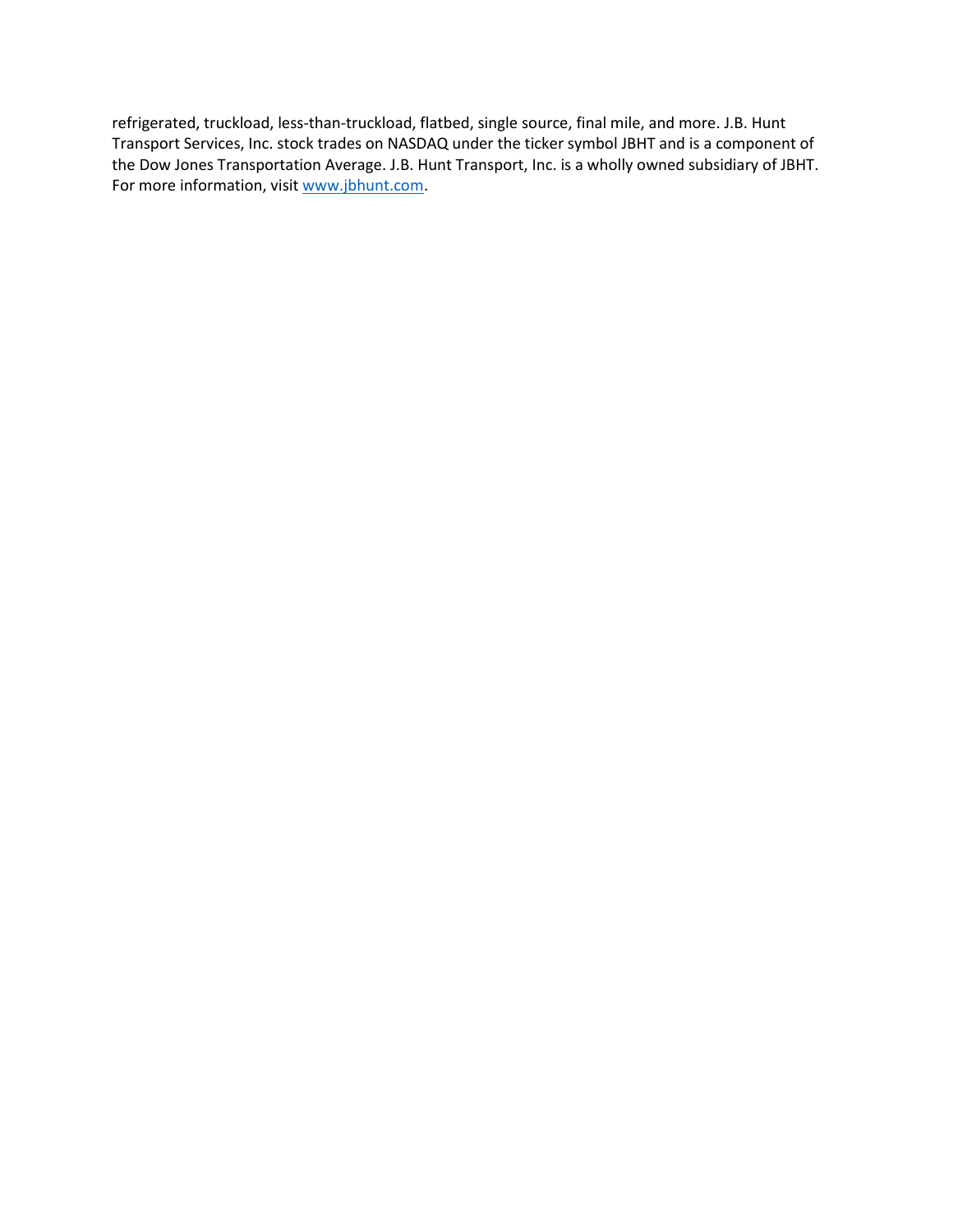refrigerated, truckload, less-than-truckload, flatbed, single source, final mile, and more. J.B. Hunt Transport Services, Inc. stock trades on NASDAQ under the ticker symbol JBHT and is a component of the Dow Jones Transportation Average. J.B. Hunt Transport, Inc. is a wholly owned subsidiary of JBHT. For more information, visit [www.jbhunt.com](http://www.jbhunt.com).